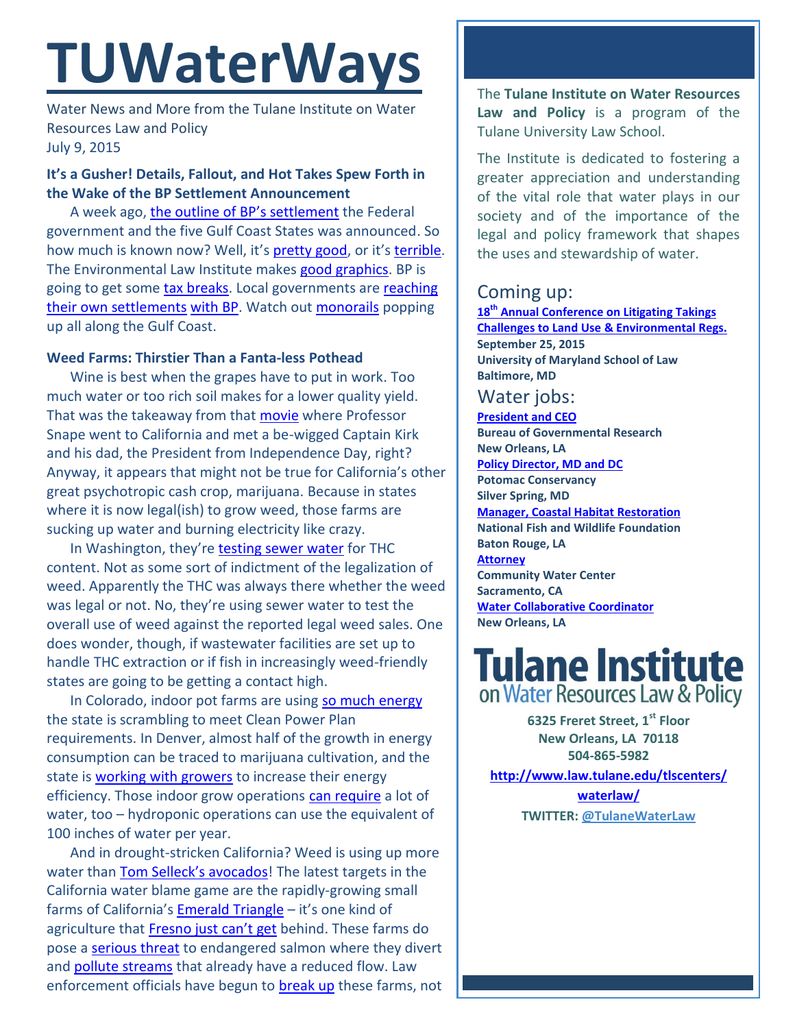# TUWaterWays

Water News and More from the Tulane Institute on Water Resources Law and Policy
July 9, 2015

### It's a Gusher! Details, Fallout, and Hot Takes Spew Forth in the Wake of the BP Settlement Announcement

A week ago, the outline of BP's settlement the Federal government and the five Gulf Coast States was announced. So how much is known now? Well, it's pretty good, or it's terrible. The Environmental Law Institute makes good graphics. BP is going to get some tax breaks. Local governments are reaching their own settlements with BP. Watch out monorails popping up all along the Gulf Coast.

### Weed Farms: Thirstier Than a Fanta-less Pothead

Wine is best when the grapes have to put in work. Too much water or too rich soil makes for a lower quality yield. That was the takeaway from that movie where Professor Snape went to California and met a be-wigged Captain Kirk and his dad, the President from Independence Day, right? Anyway, it appears that might not be true for California's other great psychotropic cash crop, marijuana. Because in states where it is now legal(ish) to grow weed, those farms are sucking up water and burning electricity like crazy.

In Washington, they're testing sewer water for THC content. Not as some sort of indictment of the legalization of weed. Apparently the THC was always there whether the weed was legal or not. No, they're using sewer water to test the overall use of weed against the reported legal weed sales. One does wonder, though, if wastewater facilities are set up to handle THC extraction or if fish in increasingly weed-friendly states are going to be getting a contact high.

In Colorado, indoor pot farms are using so much energy the state is scrambling to meet Clean Power Plan requirements. In Denver, almost half of the growth in energy consumption can be traced to marijuana cultivation, and the state is working with growers to increase their energy efficiency. Those indoor grow operations can require a lot of water, too – hydroponic operations can use the equivalent of 100 inches of water per year.

And in drought-stricken California? Weed is using up more water than Tom Selleck's avocados! The latest targets in the California water blame game are the rapidly-growing small farms of California's Emerald Triangle – it's one kind of agriculture that Fresno just can't get behind. These farms do pose a serious threat to endangered salmon where they divert and pollute streams that already have a reduced flow. Law enforcement officials have begun to break up these farms, not

---

The **Tulane Institute on Water Resources Law and Policy** is a program of the Tulane University Law School.

The Institute is dedicated to fostering a greater appreciation and understanding of the vital role that water plays in our society and of the importance of the legal and policy framework that shapes the uses and stewardship of water.

## Coming up:

**18th Annual Conference on Litigating Takings Challenges to Land Use & Environmental Regs.**
**September 25, 2015**
**University of Maryland School of Law**
**Baltimore, MD**

## Water jobs:

**President and CEO**
**Bureau of Governmental Research**
**New Orleans, LA**

**Policy Director, MD and DC**
**Potomac Conservancy**
**Silver Spring, MD**

**Manager, Coastal Habitat Restoration**
**National Fish and Wildlife Foundation**
**Baton Rouge, LA**

**Attorney**
**Community Water Center**
**Sacramento, CA**

**Water Collaborative Coordinator**
**New Orleans, LA**

**Tulane Institute on Water Resources Law & Policy**

**6325 Freret Street, 1st Floor**
**New Orleans, LA 70118**
**504-865-5982**
**http://www.law.tulane.edu/tlscenters/waterlaw/**
**TWITTER: @TulaneWaterLaw**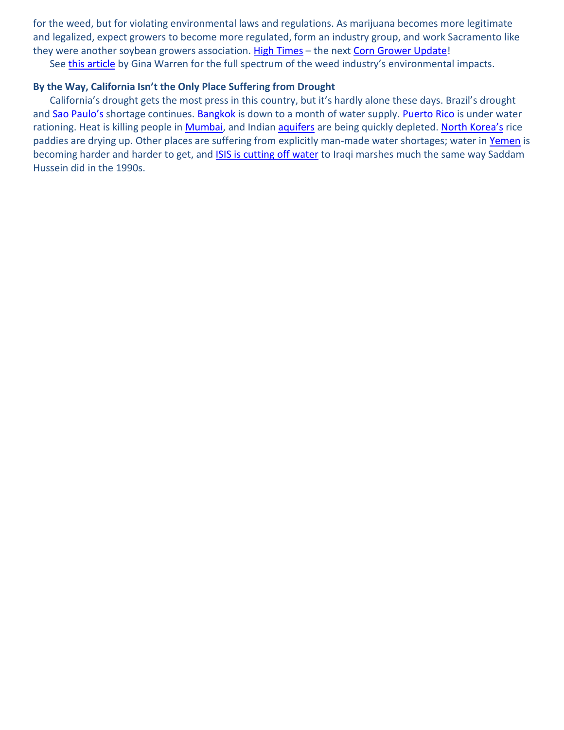for the weed, but for violating environmental laws and regulations. As marijuana becomes more legitimate and legalized, expect growers to become more regulated, form an industry group, and work Sacramento like they were another soybean growers association. High Times – the next Corn Grower Update!

See this article by Gina Warren for the full spectrum of the weed industry's environmental impacts.

**By the Way, California Isn't the Only Place Suffering from Drought**

California's drought gets the most press in this country, but it's hardly alone these days. Brazil's drought and Sao Paulo's shortage continues. Bangkok is down to a month of water supply. Puerto Rico is under water rationing. Heat is killing people in Mumbai, and Indian aquifers are being quickly depleted. North Korea's rice paddies are drying up. Other places are suffering from explicitly man-made water shortages; water in Yemen is becoming harder and harder to get, and ISIS is cutting off water to Iraqi marshes much the same way Saddam Hussein did in the 1990s.